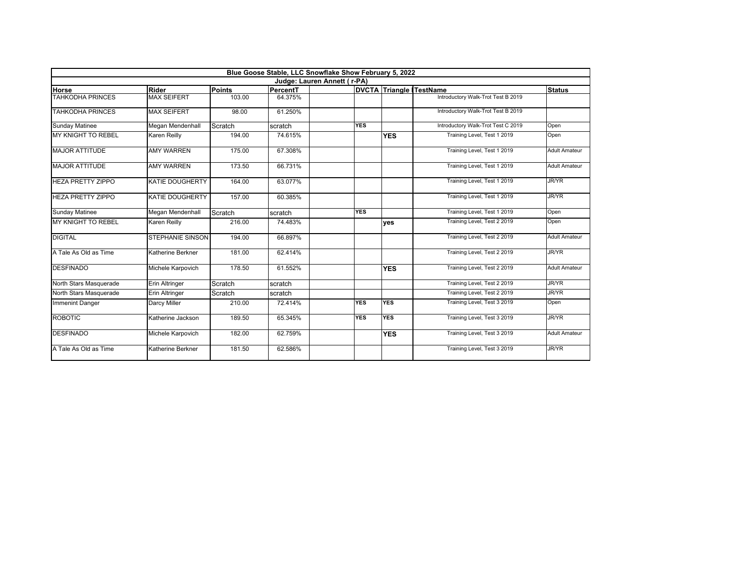**Blue Goose Stable, LLC Snowflake Show February 5, 2022**

**Judge: Lauren Annett ( r-PA)**

| Horse | Rider | Points | PercentT | | DVCTA | Triangle | TestName | Status |
|---|---|---|---|---|---|---|---|---|
| TAHKODHA PRINCES | MAX SEIFERT | 103.00 | 64.375% | | | | Introductory Walk-Trot Test B 2019 | |
| TAHKODHA PRINCES | MAX SEIFERT | 98.00 | 61.250% | | | | Introductory Walk-Trot Test B 2019 | |
| Sunday Matinee | Megan Mendenhall | Scratch | scratch | | YES | | Introductory Walk-Trot Test C 2019 | Open |
| MY KNIGHT TO REBEL | Karen Reilly | 194.00 | 74.615% | | | YES | Training Level, Test 1 2019 | Open |
| MAJOR ATTITUDE | AMY WARREN | 175.00 | 67.308% | | | | Training Level, Test 1 2019 | Adult Amateur |
| MAJOR ATTITUDE | AMY WARREN | 173.50 | 66.731% | | | | Training Level, Test 1 2019 | Adult Amateur |
| HEZA PRETTY ZIPPO | KATIE DOUGHERTY | 164.00 | 63.077% | | | | Training Level, Test 1 2019 | JR/YR |
| HEZA PRETTY ZIPPO | KATIE DOUGHERTY | 157.00 | 60.385% | | | | Training Level, Test 1 2019 | JR/YR |
| Sunday Matinee | Megan Mendenhall | Scratch | scratch | | YES | | Training Level, Test 1 2019 | Open |
| MY KNIGHT TO REBEL | Karen Reilly | 216.00 | 74.483% | | | yes | Training Level, Test 2 2019 | Open |
| DIGITAL | STEPHANIE SINSON | 194.00 | 66.897% | | | | Training Level, Test 2 2019 | Adult Amateur |
| A Tale As Old as Time | Katherine Berkner | 181.00 | 62.414% | | | | Training Level, Test 2 2019 | JR/YR |
| DESFINADO | Michele Karpovich | 178.50 | 61.552% | | | YES | Training Level, Test 2 2019 | Adult Amateur |
| North Stars Masquerade | Erin Altringer | Scratch | scratch | | | | Training Level, Test 2 2019 | JR/YR |
| North Stars Masquerade | Erin Altringer | Scratch | scratch | | | | Training Level, Test 2 2019 | JR/YR |
| Immenint Danger | Darcy Miller | 210.00 | 72.414% | | YES | YES | Training Level, Test 3 2019 | Open |
| ROBOTIC | Katherine Jackson | 189.50 | 65.345% | | YES | YES | Training Level, Test 3 2019 | JR/YR |
| DESFINADO | Michele Karpovich | 182.00 | 62.759% | | | YES | Training Level, Test 3 2019 | Adult Amateur |
| A Tale As Old as Time | Katherine Berkner | 181.50 | 62.586% | | | | Training Level, Test 3 2019 | JR/YR |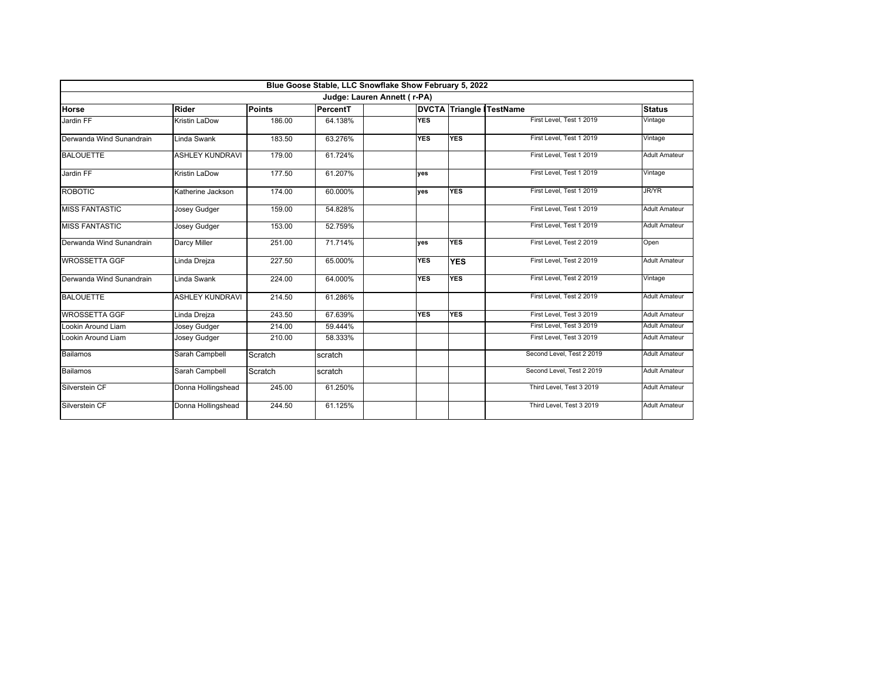| Blue Goose Stable, LLC Snowflake Show February 5, 2022 | | | | | | | | |
|---|---|---|---|---|---|---|---|---|
| Judge: Lauren Annett ( r-PA) | | | | | | | | |
| **Horse** | **Rider** | **Points** | **PercentT** | | **DVCTA** | **Triangle** | **TestName** | **Status** |
| Jardin FF | Kristin LaDow | 186.00 | 64.138% | | YES | | First Level, Test 1 2019 | Vintage |
| Derwanda Wind Sunandrain | Linda Swank | 183.50 | 63.276% | | YES | YES | First Level, Test 1 2019 | Vintage |
| BALOUETTE | ASHLEY KUNDRAVI | 179.00 | 61.724% | | | | First Level, Test 1 2019 | Adult Amateur |
| Jardin FF | Kristin LaDow | 177.50 | 61.207% | | yes | | First Level, Test 1 2019 | Vintage |
| ROBOTIC | Katherine Jackson | 174.00 | 60.000% | | yes | YES | First Level, Test 1 2019 | JR/YR |
| MISS FANTASTIC | Josey Gudger | 159.00 | 54.828% | | | | First Level, Test 1 2019 | Adult Amateur |
| MISS FANTASTIC | Josey Gudger | 153.00 | 52.759% | | | | First Level, Test 1 2019 | Adult Amateur |
| Derwanda Wind Sunandrain | Darcy Miller | 251.00 | 71.714% | | yes | YES | First Level, Test 2 2019 | Open |
| WROSSETTA GGF | Linda Drejza | 227.50 | 65.000% | | YES | YES | First Level, Test 2 2019 | Adult Amateur |
| Derwanda Wind Sunandrain | Linda Swank | 224.00 | 64.000% | | YES | YES | First Level, Test 2 2019 | Vintage |
| BALOUETTE | ASHLEY KUNDRAVI | 214.50 | 61.286% | | | | First Level, Test 2 2019 | Adult Amateur |
| WROSSETTA GGF | Linda Drejza | 243.50 | 67.639% | | YES | YES | First Level, Test 3 2019 | Adult Amateur |
| Lookin Around Liam | Josey Gudger | 214.00 | 59.444% | | | | First Level, Test 3 2019 | Adult Amateur |
| Lookin Around Liam | Josey Gudger | 210.00 | 58.333% | | | | First Level, Test 3 2019 | Adult Amateur |
| Bailamos | Sarah Campbell | Scratch | scratch | | | | Second Level, Test 2 2019 | Adult Amateur |
| Bailamos | Sarah Campbell | Scratch | scratch | | | | Second Level, Test 2 2019 | Adult Amateur |
| Silverstein CF | Donna Hollingshead | 245.00 | 61.250% | | | | Third Level, Test 3 2019 | Adult Amateur |
| Silverstein CF | Donna Hollingshead | 244.50 | 61.125% | | | | Third Level, Test 3 2019 | Adult Amateur |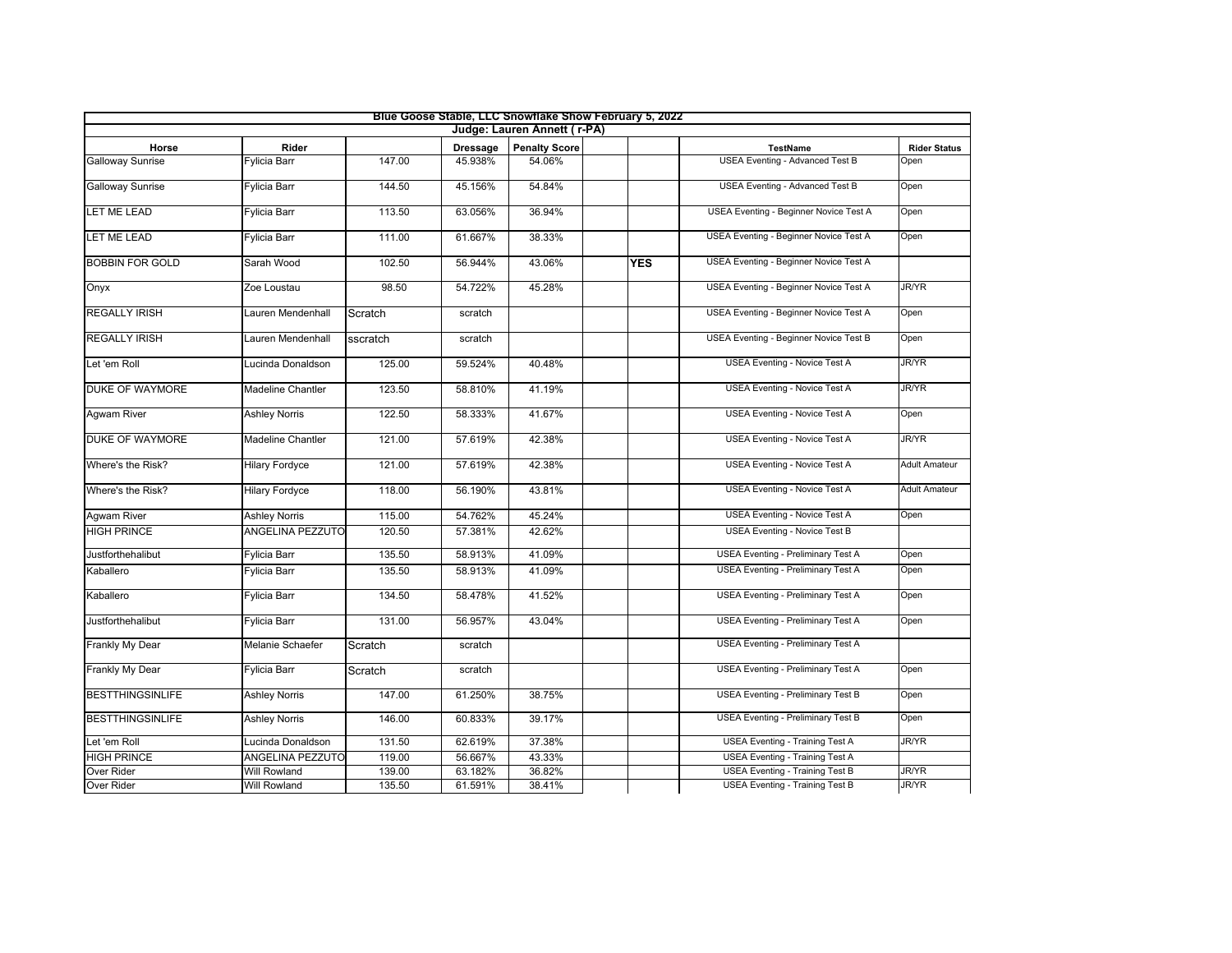| Blue Goose Stable, LLC Snowflake Show February 5, 2022 | | | | | | | | |
|---|---|---|---|---|---|---|---|---|
| Judge: Lauren Annett ( r-PA) | | | | | | | | |
| **Horse** | **Rider** | | **Dressage** | **Penalty Score** | | | **TestName** | **Rider Status** |
| Galloway Sunrise | Fylicia Barr | 147.00 | 45.938% | 54.06% | | | USEA Eventing - Advanced Test B | Open |
| Galloway Sunrise | Fylicia Barr | 144.50 | 45.156% | 54.84% | | | USEA Eventing - Advanced Test B | Open |
| LET ME LEAD | Fylicia Barr | 113.50 | 63.056% | 36.94% | | | USEA Eventing - Beginner Novice Test A | Open |
| LET ME LEAD | Fylicia Barr | 111.00 | 61.667% | 38.33% | | | USEA Eventing - Beginner Novice Test A | Open |
| BOBBIN FOR GOLD | Sarah Wood | 102.50 | 56.944% | 43.06% | | **YES** | USEA Eventing - Beginner Novice Test A | |
| Onyx | Zoe Loustau | 98.50 | 54.722% | 45.28% | | | USEA Eventing - Beginner Novice Test A | JR/YR |
| REGALLY IRISH | Lauren Mendenhall | Scratch | scratch | | | | USEA Eventing - Beginner Novice Test A | Open |
| REGALLY IRISH | Lauren Mendenhall | sscratch | scratch | | | | USEA Eventing - Beginner Novice Test B | Open |
| Let 'em Roll | Lucinda Donaldson | 125.00 | 59.524% | 40.48% | | | USEA Eventing - Novice Test A | JR/YR |
| DUKE OF WAYMORE | Madeline Chantler | 123.50 | 58.810% | 41.19% | | | USEA Eventing - Novice Test A | JR/YR |
| Agwam River | Ashley Norris | 122.50 | 58.333% | 41.67% | | | USEA Eventing - Novice Test A | Open |
| DUKE OF WAYMORE | Madeline Chantler | 121.00 | 57.619% | 42.38% | | | USEA Eventing - Novice Test A | JR/YR |
| Where's the Risk? | Hilary Fordyce | 121.00 | 57.619% | 42.38% | | | USEA Eventing - Novice Test A | Adult Amateur |
| Where's the Risk? | Hilary Fordyce | 118.00 | 56.190% | 43.81% | | | USEA Eventing - Novice Test A | Adult Amateur |
| Agwam River | Ashley Norris | 115.00 | 54.762% | 45.24% | | | USEA Eventing - Novice Test A | Open |
| HIGH PRINCE | ANGELINA PEZZUTO | 120.50 | 57.381% | 42.62% | | | USEA Eventing - Novice Test B | |
| Justforthehalibut | Fylicia Barr | 135.50 | 58.913% | 41.09% | | | USEA Eventing - Preliminary Test A | Open |
| Kaballero | Fylicia Barr | 135.50 | 58.913% | 41.09% | | | USEA Eventing - Preliminary Test A | Open |
| Kaballero | Fylicia Barr | 134.50 | 58.478% | 41.52% | | | USEA Eventing - Preliminary Test A | Open |
| Justforthehalibut | Fylicia Barr | 131.00 | 56.957% | 43.04% | | | USEA Eventing - Preliminary Test A | Open |
| Frankly My Dear | Melanie Schaefer | Scratch | scratch | | | | USEA Eventing - Preliminary Test A | |
| Frankly My Dear | Fylicia Barr | Scratch | scratch | | | | USEA Eventing - Preliminary Test A | Open |
| BESTTHINGSINLIFE | Ashley Norris | 147.00 | 61.250% | 38.75% | | | USEA Eventing - Preliminary Test B | Open |
| BESTTHINGSINLIFE | Ashley Norris | 146.00 | 60.833% | 39.17% | | | USEA Eventing - Preliminary Test B | Open |
| Let 'em Roll | Lucinda Donaldson | 131.50 | 62.619% | 37.38% | | | USEA Eventing - Training Test A | JR/YR |
| HIGH PRINCE | ANGELINA PEZZUTO | 119.00 | 56.667% | 43.33% | | | USEA Eventing - Training Test A | |
| Over Rider | Will Rowland | 139.00 | 63.182% | 36.82% | | | USEA Eventing - Training Test B | JR/YR |
| Over Rider | Will Rowland | 135.50 | 61.591% | 38.41% | | | USEA Eventing - Training Test B | JR/YR |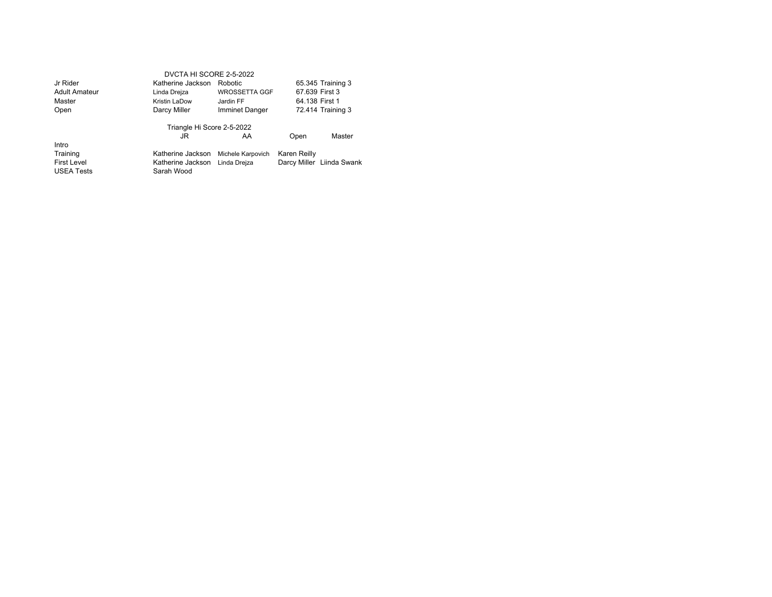## DVCTA HI SCORE 2-5-2022

| | | | | |
|---|---|---|---|---|
| Jr Rider | Katherine Jackson | Robotic | 65.345 | Training 3 |
| Adult Amateur | Linda Drejza | WROSSETTA GGF | 67.639 | First 3 |
| Master | Kristin LaDow | Jardin FF | 64.138 | First 1 |
| Open | Darcy Miller | Imminet Danger | 72.414 | Training 3 |

## Triangle Hi Score 2-5-2022

| | JR | AA | Open | Master |
|---|---|---|---|---|
| Intro | | | | |
| Training | Katherine Jackson | Michele Karpovich | Karen Reilly | |
| First Level | Katherine Jackson | Linda Drejza | Darcy Miller | Liinda Swank |
| USEA Tests | Sarah Wood | | | |